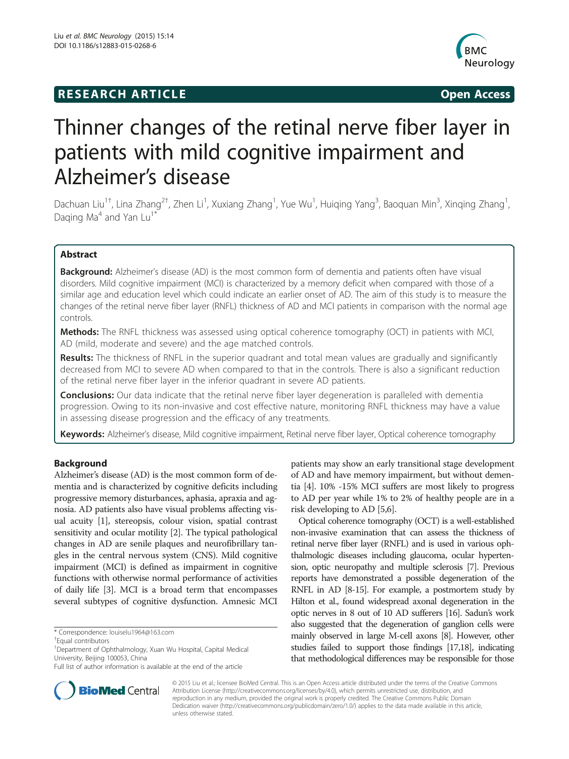**RESEARCH ARTICLE** **Open Access**

# Thinner changes of the retinal nerve fiber layer in patients with mild cognitive impairment and Alzheimer's disease

Dachuan Liu[1†], Lina Zhang[2†], Zhen Li[1], Xuxiang Zhang[1], Yue Wu[1], Huiqing Yang[3], Baoquan Min[3], Xinqing Zhang[1], Daqing Ma[4] and Yan Lu[1*]

## Abstract

**Background:** Alzheimer's disease (AD) is the most common form of dementia and patients often have visual disorders. Mild cognitive impairment (MCI) is characterized by a memory deficit when compared with those of a similar age and education level which could indicate an earlier onset of AD. The aim of this study is to measure the changes of the retinal nerve fiber layer (RNFL) thickness of AD and MCI patients in comparison with the normal age controls.

**Methods:** The RNFL thickness was assessed using optical coherence tomography (OCT) in patients with MCI, AD (mild, moderate and severe) and the age matched controls.

**Results:** The thickness of RNFL in the superior quadrant and total mean values are gradually and significantly decreased from MCI to severe AD when compared to that in the controls. There is also a significant reduction of the retinal nerve fiber layer in the inferior quadrant in severe AD patients.

**Conclusions:** Our data indicate that the retinal nerve fiber layer degeneration is paralleled with dementia progression. Owing to its non-invasive and cost effective nature, monitoring RNFL thickness may have a value in assessing disease progression and the efficacy of any treatments.

**Keywords:** Alzheimer's disease, Mild cognitive impairment, Retinal nerve fiber layer, Optical coherence tomography

## Background

Alzheimer's disease (AD) is the most common form of dementia and is characterized by cognitive deficits including progressive memory disturbances, aphasia, apraxia and agnosia. AD patients also have visual problems affecting visual acuity [1], stereopsis, colour vision, spatial contrast sensitivity and ocular motility [2]. The typical pathological changes in AD are senile plaques and neurofibrillary tangles in the central nervous system (CNS). Mild cognitive impairment (MCI) is defined as impairment in cognitive functions with otherwise normal performance of activities of daily life [3]. MCI is a broad term that encompasses several subtypes of cognitive dysfunction. Amnesic MCI patients may show an early transitional stage development of AD and have memory impairment, but without dementia [4]. 10% -15% MCI suffers are most likely to progress to AD per year while 1% to 2% of healthy people are in a risk developing to AD [5,6].

Optical coherence tomography (OCT) is a well-established non-invasive examination that can assess the thickness of retinal nerve fiber layer (RNFL) and is used in various ophthalmologic diseases including glaucoma, ocular hypertension, optic neuropathy and multiple sclerosis [7]. Previous reports have demonstrated a possible degeneration of the RNFL in AD [8-15]. For example, a postmortem study by Hilton et al., found widespread axonal degeneration in the optic nerves in 8 out of 10 AD sufferers [16]. Sadun's work also suggested that the degeneration of ganglion cells were mainly observed in large M-cell axons [8]. However, other studies failed to support those findings [17,18], indicating that methodological differences may be responsible for those

\* Correspondence: louiselu1964@163.com
†Equal contributors
[1]Department of Ophthalmology, Xuan Wu Hospital, Capital Medical University, Beijing 100053, China
Full list of author information is available at the end of the article

© 2015 Liu et al.; licensee BioMed Central. This is an Open Access article distributed under the terms of the Creative Commons Attribution License (http://creativecommons.org/licenses/by/4.0), which permits unrestricted use, distribution, and reproduction in any medium, provided the original work is properly credited. The Creative Commons Public Domain Dedication waiver (http://creativecommons.org/publicdomain/zero/1.0/) applies to the data made available in this article, unless otherwise stated.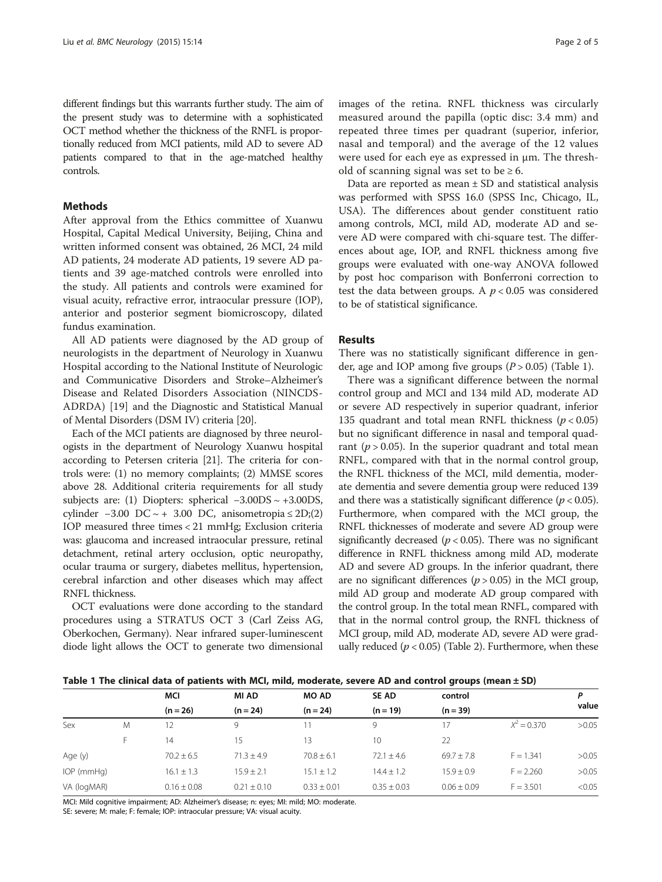different findings but this warrants further study. The aim of the present study was to determine with a sophisticated OCT method whether the thickness of the RNFL is proportionally reduced from MCI patients, mild AD to severe AD patients compared to that in the age-matched healthy controls.

## Methods

After approval from the Ethics committee of Xuanwu Hospital, Capital Medical University, Beijing, China and written informed consent was obtained, 26 MCI, 24 mild AD patients, 24 moderate AD patients, 19 severe AD patients and 39 age-matched controls were enrolled into the study. All patients and controls were examined for visual acuity, refractive error, intraocular pressure (IOP), anterior and posterior segment biomicroscopy, dilated fundus examination.

All AD patients were diagnosed by the AD group of neurologists in the department of Neurology in Xuanwu Hospital according to the National Institute of Neurologic and Communicative Disorders and Stroke–Alzheimer's Disease and Related Disorders Association (NINCDS-ADRDA) [19] and the Diagnostic and Statistical Manual of Mental Disorders (DSM IV) criteria [20].

Each of the MCI patients are diagnosed by three neurologists in the department of Neurology Xuanwu hospital according to Petersen criteria [21]. The criteria for controls were: (1) no memory complaints; (2) MMSE scores above 28. Additional criteria requirements for all study subjects are: (1) Diopters: spherical −3.00DS ~ +3.00DS, cylinder −3.00 DC ~ + 3.00 DC, anisometropia ≤ 2D;(2) IOP measured three times < 21 mmHg; Exclusion criteria was: glaucoma and increased intraocular pressure, retinal detachment, retinal artery occlusion, optic neuropathy, ocular trauma or surgery, diabetes mellitus, hypertension, cerebral infarction and other diseases which may affect RNFL thickness.

OCT evaluations were done according to the standard procedures using a STRATUS OCT 3 (Carl Zeiss AG, Oberkochen, Germany). Near infrared super-luminescent diode light allows the OCT to generate two dimensional images of the retina. RNFL thickness was circularly measured around the papilla (optic disc: 3.4 mm) and repeated three times per quadrant (superior, inferior, nasal and temporal) and the average of the 12 values were used for each eye as expressed in μm. The threshold of scanning signal was set to be ≥ 6.

Data are reported as mean ± SD and statistical analysis was performed with SPSS 16.0 (SPSS Inc, Chicago, IL, USA). The differences about gender constituent ratio among controls, MCI, mild AD, moderate AD and severe AD were compared with chi-square test. The differences about age, IOP, and RNFL thickness among five groups were evaluated with one-way ANOVA followed by post hoc comparison with Bonferroni correction to test the data between groups. A $p < 0.05$ was considered to be of statistical significance.

## Results

There was no statistically significant difference in gender, age and IOP among five groups ($P > 0.05$) (Table 1).

There was a significant difference between the normal control group and MCI and 134 mild AD, moderate AD or severe AD respectively in superior quadrant, inferior 135 quadrant and total mean RNFL thickness ($p < 0.05$) but no significant difference in nasal and temporal quadrant ($p > 0.05$). In the superior quadrant and total mean RNFL, compared with that in the normal control group, the RNFL thickness of the MCI, mild dementia, moderate dementia and severe dementia group were reduced 139 and there was a statistically significant difference ($p < 0.05$). Furthermore, when compared with the MCI group, the RNFL thicknesses of moderate and severe AD group were significantly decreased ($p < 0.05$). There was no significant difference in RNFL thickness among mild AD, moderate AD and severe AD groups. In the inferior quadrant, there are no significant differences ($p > 0.05$) in the MCI group, mild AD group and moderate AD group compared with the control group. In the total mean RNFL, compared with that in the normal control group, the RNFL thickness of MCI group, mild AD, moderate AD, severe AD were gradually reduced ($p < 0.05$) (Table 2). Furthermore, when these

**Table 1 The clinical data of patients with MCI, mild, moderate, severe AD and control groups (mean ± SD)**

| | | MCI (n = 26) | MI AD (n = 24) | MO AD (n = 24) | SE AD (n = 19) | control (n = 39) | | P value |
|---|---|---|---|---|---|---|---|---|
| Sex | M | 12 | 9 | 11 | 9 | 17 | $X^2 = 0.370$ | >0.05 |
| | F | 14 | 15 | 13 | 10 | 22 | | |
| Age (y) | | 70.2 ± 6.5 | 71.3 ± 4.9 | 70.8 ± 6.1 | 72.1 ± 4.6 | 69.7 ± 7.8 | F = 1.341 | >0.05 |
| IOP (mmHg) | | 16.1 ± 1.3 | 15.9 ± 2.1 | 15.1 ± 1.2 | 14.4 ± 1.2 | 15.9 ± 0.9 | F = 2.260 | >0.05 |
| VA (logMAR) | | 0.16 ± 0.08 | 0.21 ± 0.10 | 0.33 ± 0.01 | 0.35 ± 0.03 | 0.06 ± 0.09 | F = 3.501 | <0.05 |

MCI: Mild cognitive impairment; AD: Alzheimer's disease; n: eyes; MI: mild; MO: moderate.
SE: severe; M: male; F: female; IOP: intraocular pressure; VA: visual acuity.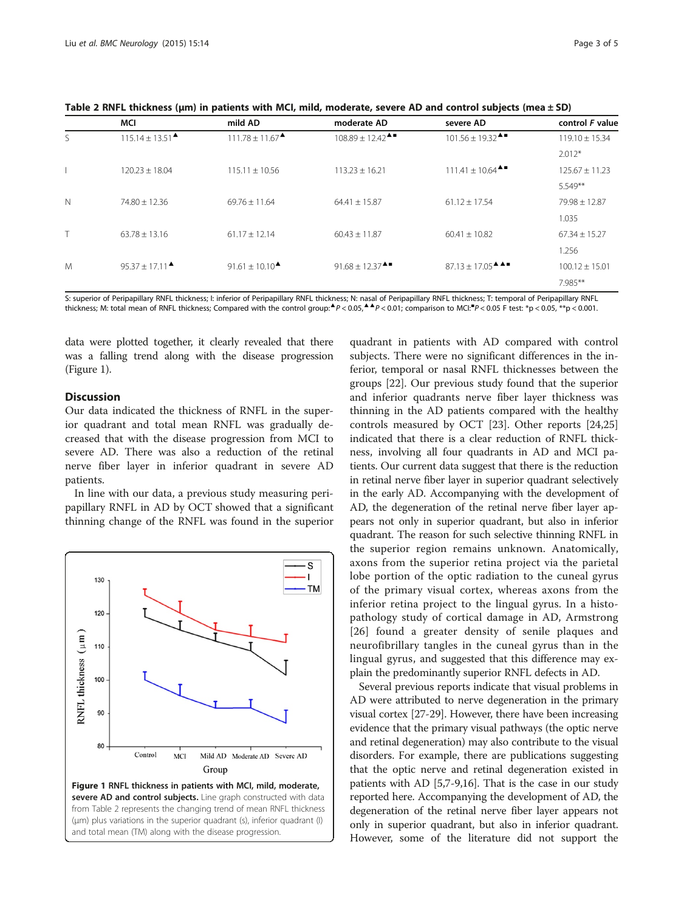**Table 2 RNFL thickness (μm) in patients with MCI, mild, moderate, severe AD and control subjects (mea ± SD)**

| | MCI | mild AD | moderate AD | severe AD | control | F value |
|---|---|---|---|---|---|---|
| S | 115.14 ± 13.51▲ | 111.78 ± 11.67▲ | 108.89 ± 12.42▲■ | 101.56 ± 19.32▲■ | 119.10 ± 15.34 | 2.012* |
| I | 120.23 ± 18.04 | 115.11 ± 10.56 | 113.23 ± 16.21 | 111.41 ± 10.64▲■ | 125.67 ± 11.23 | 5.549** |
| N | 74.80 ± 12.36 | 69.76 ± 11.64 | 64.41 ± 15.87 | 61.12 ± 17.54 | 79.98 ± 12.87 | 1.035 |
| T | 63.78 ± 13.16 | 61.17 ± 12.14 | 60.43 ± 11.87 | 60.41 ± 10.82 | 67.34 ± 15.27 | 1.256 |
| M | 95.37 ± 17.11▲ | 91.61 ± 10.10▲ | 91.68 ± 12.37▲■ | 87.13 ± 17.05▲▲■ | 100.12 ± 15.01 | 7.985** |

S: superior of Peripapillary RNFL thickness; I: inferior of Peripapillary RNFL thickness; N: nasal of Peripapillary RNFL thickness; T: temporal of Peripapillary RNFL thickness; M: total mean of RNFL thickness; Compared with the control group:▲$P < 0.05$,▲▲$P < 0.01$; comparison to MCI:■$P < 0.05$ F test: *$p < 0.05$, **$p < 0.001$.

data were plotted together, it clearly revealed that there was a falling trend along with the disease progression (Figure 1).

## Discussion

Our data indicated the thickness of RNFL in the superior quadrant and total mean RNFL was gradually decreased that with the disease progression from MCI to severe AD. There was also a reduction of the retinal nerve fiber layer in inferior quadrant in severe AD patients.

In line with our data, a previous study measuring peripapillary RNFL in AD by OCT showed that a significant thinning change of the RNFL was found in the superior quadrant in patients with AD compared with control subjects. There were no significant differences in the inferior, temporal or nasal RNFL thicknesses between the groups [22]. Our previous study found that the superior and inferior quadrants nerve fiber layer thickness was thinning in the AD patients compared with the healthy controls measured by OCT [23]. Other reports [24,25] indicated that there is a clear reduction of RNFL thickness, involving all four quadrants in AD and MCI patients. Our current data suggest that there is the reduction in retinal nerve fiber layer in superior quadrant selectively in the early AD. Accompanying with the development of AD, the degeneration of the retinal nerve fiber layer appears not only in superior quadrant, but also in inferior quadrant. The reason for such selective thinning RNFL in the superior region remains unknown. Anatomically, axons from the superior retina project via the parietal lobe portion of the optic radiation to the cuneal gyrus of the primary visual cortex, whereas axons from the inferior retina project to the lingual gyrus. In a histopathology study of cortical damage in AD, Armstrong [26] found a greater density of senile plaques and neurofibrillary tangles in the cuneal gyrus than in the lingual gyrus, and suggested that this difference may explain the predominantly superior RNFL defects in AD.

Several previous reports indicate that visual problems in AD were attributed to nerve degeneration in the primary visual cortex [27-29]. However, there have been increasing evidence that the primary visual pathways (the optic nerve and retinal degeneration) may also contribute to the visual disorders. For example, there are publications suggesting that the optic nerve and retinal degeneration existed in patients with AD [5,7-9,16]. That is the case in our study reported here. Accompanying the development of AD, the degeneration of the retinal nerve fiber layer appears not only in superior quadrant, but also in inferior quadrant. However, some of the literature did not support the

**Figure 1 RNFL thickness in patients with MCI, mild, moderate, severe AD and control subjects.** Line graph constructed with data from Table 2 represents the changing trend of mean RNFL thickness (μm) plus variations in the superior quadrant (s), inferior quadrant (I) and total mean (TM) along with the disease progression.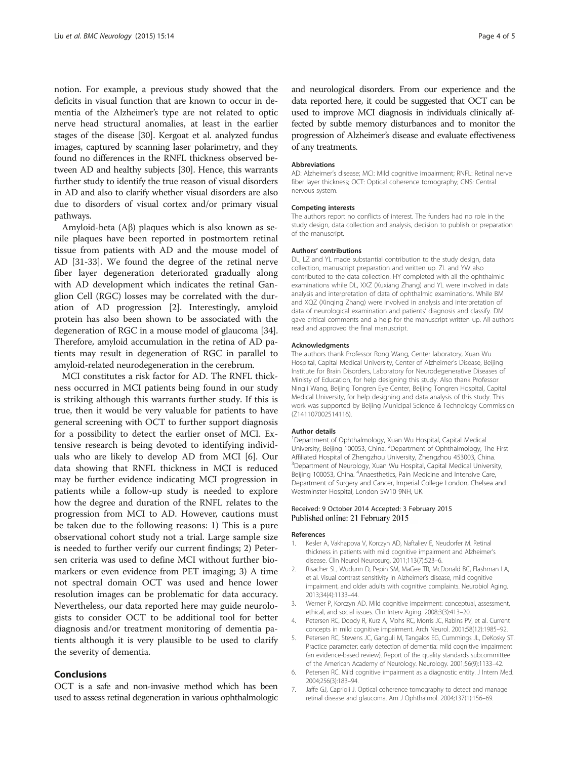notion. For example, a previous study showed that the deficits in visual function that are known to occur in dementia of the Alzheimer's type are not related to optic nerve head structural anomalies, at least in the earlier stages of the disease [30]. Kergoat et al. analyzed fundus images, captured by scanning laser polarimetry, and they found no differences in the RNFL thickness observed between AD and healthy subjects [30]. Hence, this warrants further study to identify the true reason of visual disorders in AD and also to clarify whether visual disorders are also due to disorders of visual cortex and/or primary visual pathways.

Amyloid-beta (Aβ) plaques which is also known as senile plaques have been reported in postmortem retinal tissue from patients with AD and the mouse model of AD [31-33]. We found the degree of the retinal nerve fiber layer degeneration deteriorated gradually along with AD development which indicates the retinal Ganglion Cell (RGC) losses may be correlated with the duration of AD progression [2]. Interestingly, amyloid protein has also been shown to be associated with the degeneration of RGC in a mouse model of glaucoma [34]. Therefore, amyloid accumulation in the retina of AD patients may result in degeneration of RGC in parallel to amyloid-related neurodegeneration in the cerebrum.

MCI constitutes a risk factor for AD. The RNFL thickness occurred in MCI patients being found in our study is striking although this warrants further study. If this is true, then it would be very valuable for patients to have general screening with OCT to further support diagnosis for a possibility to detect the earlier onset of MCI. Extensive research is being devoted to identifying individuals who are likely to develop AD from MCI [6]. Our data showing that RNFL thickness in MCI is reduced may be further evidence indicating MCI progression in patients while a follow-up study is needed to explore how the degree and duration of the RNFL relates to the progression from MCI to AD. However, cautions must be taken due to the following reasons: 1) This is a pure observational cohort study not a trial. Large sample size is needed to further verify our current findings; 2) Petersen criteria was used to define MCI without further biomarkers or even evidence from PET imaging; 3) A time not spectral domain OCT was used and hence lower resolution images can be problematic for data accuracy. Nevertheless, our data reported here may guide neurologists to consider OCT to be additional tool for better diagnosis and/or treatment monitoring of dementia patients although it is very plausible to be used to clarify the severity of dementia.

## Conclusions

OCT is a safe and non-invasive method which has been used to assess retinal degeneration in various ophthalmologic and neurological disorders. From our experience and the data reported here, it could be suggested that OCT can be used to improve MCI diagnosis in individuals clinically affected by subtle memory disturbances and to monitor the progression of Alzheimer's disease and evaluate effectiveness of any treatments.

#### Abbreviations

AD: Alzheimer's disease; MCI: Mild cognitive impairment; RNFL: Retinal nerve fiber layer thickness; OCT: Optical coherence tomography; CNS: Central nervous system.

#### Competing interests

The authors report no conflicts of interest. The funders had no role in the study design, data collection and analysis, decision to publish or preparation of the manuscript.

#### Authors' contributions

DL, LZ and YL made substantial contribution to the study design, data collection, manuscript preparation and written up. ZL and YW also contributed to the data collection. HY completed with all the ophthalmic examinations while DL, XXZ (Xuxiang Zhang) and YL were involved in data analysis and interpretation of data of ophthalmic examinations. While BM and XQZ (Xinqing Zhang) were involved in analysis and interpretation of data of neurological examination and patients' diagnosis and classify. DM gave critical comments and a help for the manuscript written up. All authors read and approved the final manuscript.

#### Acknowledgments

The authors thank Professor Rong Wang, Center laboratory, Xuan Wu Hospital, Capital Medical University, Center of Alzheimer's Disease, Beijing Institute for Brain Disorders, Laboratory for Neurodegenerative Diseases of Ministy of Education, for help designing this study. Also thank Professor Ningli Wang, Beijing Tongren Eye Center, Beijing Tongren Hospital, Capital Medical University, for help designing and data analysis of this study. This work was supported by Beijing Municipal Science & Technology Commission (Z141107002514116).

#### Author details

[1]Department of Ophthalmology, Xuan Wu Hospital, Capital Medical University, Beijing 100053, China. [2]Department of Ophthalmology, The First Affiliated Hospital of Zhengzhou University, Zhengzhou 453003, China. [3]Department of Neurology, Xuan Wu Hospital, Capital Medical University, Beijing 100053, China. [4]Anaesthetics, Pain Medicine and Intensive Care, Department of Surgery and Cancer, Imperial College London, Chelsea and Westminster Hospital, London SW10 9NH, UK.

Received: 9 October 2014 Accepted: 3 February 2015
Published online: 21 February 2015

#### References

1. Kesler A, Vakhapova V, Korczyn AD, Naftaliev E, Neudorfer M. Retinal thickness in patients with mild cognitive impairment and Alzheimer's disease. Clin Neurol Neurosurg. 2011;113(7):523–6.
2. Risacher SL, Wudunn D, Pepin SM, MaGee TR, McDonald BC, Flashman LA, et al. Visual contrast sensitivity in Alzheimer's disease, mild cognitive impairment, and older adults with cognitive complaints. Neurobiol Aging. 2013;34(4):1133–44.
3. Werner P, Korczyn AD. Mild cognitive impairment: conceptual, assessment, ethical, and social issues. Clin Interv Aging. 2008;3(3):413–20.
4. Petersen RC, Doody R, Kurz A, Mohs RC, Morris JC, Rabins PV, et al. Current concepts in mild cognitive impairment. Arch Neurol. 2001;58(12):1985–92.
5. Petersen RC, Stevens JC, Ganguli M, Tangalos EG, Cummings JL, DeKosky ST. Practice parameter: early detection of dementia: mild cognitive impairment (an evidence-based review). Report of the quality standards subcommittee of the American Academy of Neurology. Neurology. 2001;56(9):1133–42.
6. Petersen RC. Mild cognitive impairment as a diagnostic entity. J Intern Med. 2004;256(3):183–94.
7. Jaffe GJ, Caprioli J. Optical coherence tomography to detect and manage retinal disease and glaucoma. Am J Ophthalmol. 2004;137(1):156–69.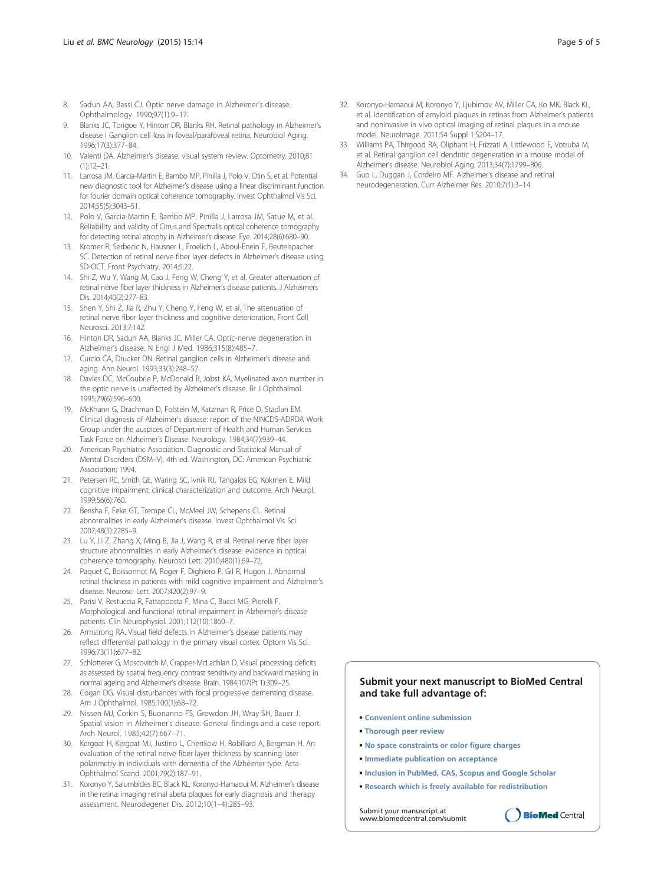8. Sadun AA, Bassi CJ. Optic nerve damage in Alzheimer's disease. Ophthalmology. 1990;97(1):9–17.
9. Blanks JC, Torigoe Y, Hinton DR, Blanks RH. Retinal pathology in Alzheimer's disease I Ganglion cell loss in foveal/parafoveal retina. Neurobiol Aging. 1996;17(3):377–84.
10. Valenti DA. Alzheimer's disease: visual system review. Optometry. 2010;81 (1):12–21.
11. Larrosa JM, Garcia-Martin E, Bambo MP, Pinilla J, Polo V, Otin S, et al. Potential new diagnostic tool for Alzheimer's disease using a linear discriminant function for fourier domain optical coherence tomography. Invest Ophthalmol Vis Sci. 2014;55(5):3043–51.
12. Polo V, Garcia-Martin E, Bambo MP, Pinilla J, Larrosa JM, Satue M, et al. Reliability and validity of Cirrus and Spectralis optical coherence tomography for detecting retinal atrophy in Alzheimer's disease. Eye. 2014;28(6):680–90.
13. Kromer R, Serbecic N, Hausner L, Froelich L, Aboul-Enein F, Beutelspacher SC. Detection of retinal nerve fiber layer defects in Alzheimer's disease using SD-OCT. Front Psychiatry. 2014;5:22.
14. Shi Z, Wu Y, Wang M, Cao J, Feng W, Cheng Y, et al. Greater attenuation of retinal nerve fiber layer thickness in Alzheimer's disease patients. J Alzheimers Dis. 2014;40(2):277–83.
15. Shen Y, Shi Z, Jia R, Zhu Y, Cheng Y, Feng W, et al. The attenuation of retinal nerve fiber layer thickness and cognitive deterioration. Front Cell Neurosci. 2013;7:142.
16. Hinton DR, Sadun AA, Blanks JC, Miller CA. Optic-nerve degeneration in Alzheimer's disease. N Engl J Med. 1986;315(8):485–7.
17. Curcio CA, Drucker DN. Retinal ganglion cells in Alzheimer's disease and aging. Ann Neurol. 1993;33(3):248–57.
18. Davies DC, McCoubrie P, McDonald B, Jobst KA. Myelinated axon number in the optic nerve is unaffected by Alzheimer's disease. Br J Ophthalmol. 1995;79(6):596–600.
19. McKhann G, Drachman D, Folstein M, Katzman R, Price D, Stadlan EM. Clinical diagnosis of Alzheimer's disease: report of the NINCDS-ADRDA Work Group under the auspices of Department of Health and Human Services Task Force on Alzheimer's Disease. Neurology. 1984;34(7):939–44.
20. American Psychiatric Association. Diagnostic and Statistical Manual of Mental Disorders (DSM-IV). 4th ed. Washington, DC: American Psychiatric Association; 1994.
21. Petersen RC, Smith GE, Waring SC, Ivnik RJ, Tangalos EG, Kokmen E. Mild cognitive impairment: clinical characterization and outcome. Arch Neurol. 1999;56(6):760.
22. Berisha F, Feke GT, Trempe CL, McMeel JW, Schepens CL. Retinal abnormalities in early Alzheimer's disease. Invest Ophthalmol Vis Sci. 2007;48(5):2285–9.
23. Lu Y, Li Z, Zhang X, Ming B, Jia J, Wang R, et al. Retinal nerve fiber layer structure abnormalities in early Alzheimer's disease: evidence in optical coherence tomography. Neurosci Lett. 2010;480(1):69–72.
24. Paquet C, Boissonnot M, Roger F, Dighiero P, Gil R, Hugon J. Abnormal retinal thickness in patients with mild cognitive impairment and Alzheimer's disease. Neurosci Lett. 2007;420(2):97–9.
25. Parisi V, Restuccia R, Fattapposta F, Mina C, Bucci MG, Pierelli F. Morphological and functional retinal impairment in Alzheimer's disease patients. Clin Neurophysiol. 2001;112(10):1860–7.
26. Armstrong RA. Visual field defects in Alzheimer's disease patients may reflect differential pathology in the primary visual cortex. Optom Vis Sci. 1996;73(11):677–82.
27. Schlotterer G, Moscovitch M, Crapper-McLachlan D. Visual processing deficits as assessed by spatial frequency contrast sensitivity and backward masking in normal ageing and Alzheimer's disease. Brain. 1984;107(Pt 1):309–25.
28. Cogan DG. Visual disturbances with focal progressive dementing disease. Am J Ophthalmol. 1985;100(1):68–72.
29. Nissen MJ, Corkin S, Buonanno FS, Growdon JH, Wray SH, Bauer J. Spatial vision in Alzheimer's disease. General findings and a case report. Arch Neurol. 1985;42(7):667–71.
30. Kergoat H, Kergoat MJ, Justino L, Chertkow H, Robillard A, Bergman H. An evaluation of the retinal nerve fiber layer thickness by scanning laser polarimetry in individuals with dementia of the Alzheimer type. Acta Ophthalmol Scand. 2001;79(2):187–91.
31. Koronyo Y, Salumbides BC, Black KL, Koronyo-Hamaoui M. Alzheimer's disease in the retina: imaging retinal abeta plaques for early diagnosis and therapy assessment. Neurodegener Dis. 2012;10(1–4):285–93.
32. Koronyo-Hamaoui M, Koronyo Y, Ljubimov AV, Miller CA, Ko MK, Black KL, et al. Identification of amyloid plaques in retinas from Alzheimer's patients and noninvasive in vivo optical imaging of retinal plaques in a mouse model. NeuroImage. 2011;54 Suppl 1:S204–17.
33. Williams PA, Thirgood RA, Oliphant H, Frizzati A, Littlewood E, Votruba M, et al. Retinal ganglion cell dendritic degeneration in a mouse model of Alzheimer's disease. Neurobiol Aging. 2013;34(7):1799–806.
34. Guo L, Duggan J, Cordeiro MF. Alzheimer's disease and retinal neurodegeneration. Curr Alzheimer Res. 2010;7(1):3–14.

**Submit your next manuscript to BioMed Central and take full advantage of:**

- **Convenient online submission**
- **Thorough peer review**
- **No space constraints or color figure charges**
- **Immediate publication on acceptance**
- **Inclusion in PubMed, CAS, Scopus and Google Scholar**
- **Research which is freely available for redistribution**

Submit your manuscript at www.biomedcentral.com/submit

BioMed Central